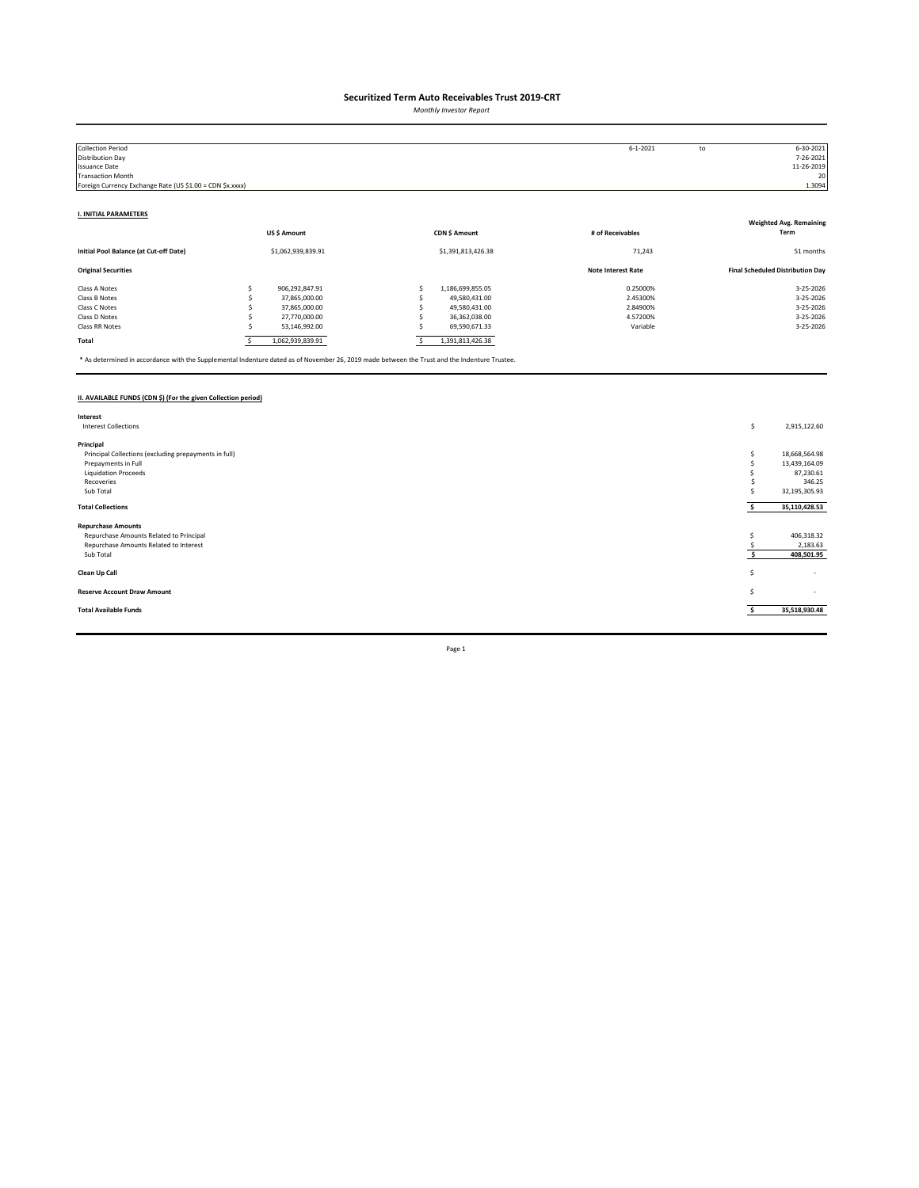# Securitized Term Auto Receivables Trust 2019-CRT

*Monthly Investor Report*

| | | | |
|---|---|---|---|
| Collection Period | 6-1-2021 | to | 6-30-2021 |
| Distribution Day | | | 7-26-2021 |
| Issuance Date | | | 11-26-2019 |
| Transaction Month | | | 20 |
| Foreign Currency Exchange Rate (US $1.00 = CDN $x.xxxx) | | | 1.3094 |

## I. INITIAL PARAMETERS

| | US $ Amount | CDN $ Amount | # of Receivables | Weighted Avg. Remaining Term |
|---|---|---|---|---|
| **Initial Pool Balance (at Cut-off Date)** | $1,062,939,839.91 | $1,391,813,426.38 | 71,243 | 51 months |

| **Original Securities** | | | **Note Interest Rate** | **Final Scheduled Distribution Day** |
|---|---|---|---|---|
| Class A Notes | $ 906,292,847.91 | $ 1,186,699,855.05 | 0.25000% | 3-25-2026 |
| Class B Notes | $ 37,865,000.00 | $ 49,580,431.00 | 2.45300% | 3-25-2026 |
| Class C Notes | $ 37,865,000.00 | $ 49,580,431.00 | 2.84900% | 3-25-2026 |
| Class D Notes | $ 27,770,000.00 | $ 36,362,038.00 | 4.57200% | 3-25-2026 |
| Class RR Notes | $ 53,146,992.00 | $ 69,590,671.33 | Variable | 3-25-2026 |
| **Total** | $ 1,062,939,839.91 | $ 1,391,813,426.38 | | |

\* As determined in accordance with the Supplemental Indenture dated as of November 26, 2019 made between the Trust and the Indenture Trustee.

## II. AVAILABLE FUNDS (CDN $) (For the given Collection period)

| | |
|---|---|
| **Interest** | |
| Interest Collections | $ 2,915,122.60 |
| **Principal** | |
| Principal Collections (excluding prepayments in full) | $ 18,668,564.98 |
| Prepayments in Full | $ 13,439,164.09 |
| Liquidation Proceeds | $ 87,230.61 |
| Recoveries | $ 346.25 |
| Sub Total | $ 32,195,305.93 |
| **Total Collections** | **$ 35,110,428.53** |
| **Repurchase Amounts** | |
| Repurchase Amounts Related to Principal | $ 406,318.32 |
| Repurchase Amounts Related to Interest | $ 2,183.63 |
| Sub Total | **$ 408,501.95** |
| **Clean Up Call** | $ - |
| **Reserve Account Draw Amount** | $ - |
| **Total Available Funds** | **$ 35,518,930.48** |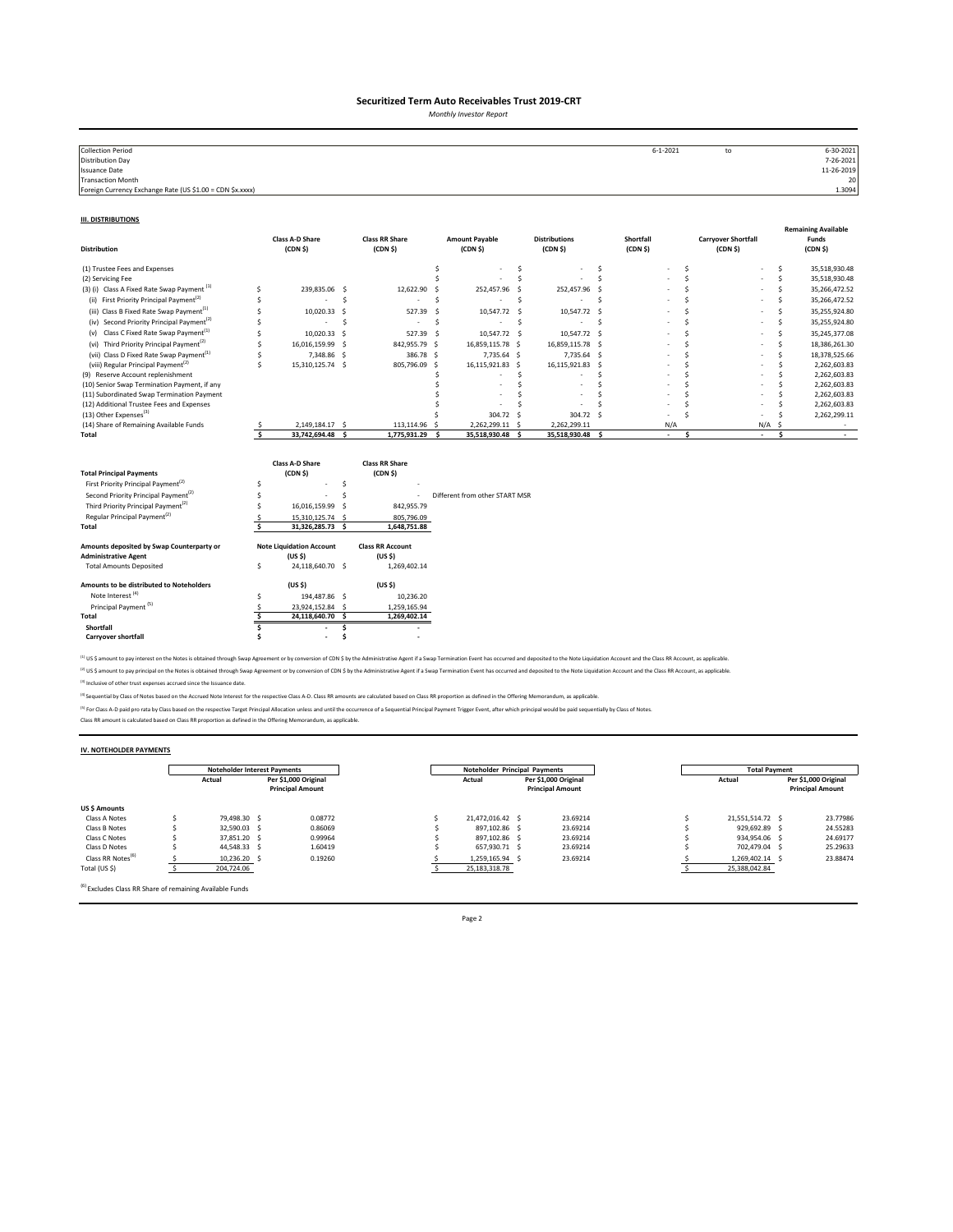# Securitized Term Auto Receivables Trust 2019-CRT

*Monthly Investor Report*

| | | | |
|---|---|---|---|
| Collection Period | 6-1-2021 | to | 6-30-2021 |
| Distribution Day | | | 7-26-2021 |
| Issuance Date | | | 11-26-2019 |
| Transaction Month | | | 20 |
| Foreign Currency Exchange Rate (US $1.00 = CDN $x.xxxx) | | | 1.3094 |

## III. DISTRIBUTIONS

| Distribution | Class A-D Share (CDN $) | Class RR Share (CDN $) | Amount Payable (CDN $) | Distributions (CDN $) | Shortfall (CDN $) | Carryover Shortfall (CDN $) | Remaining Available Funds (CDN $) |
|---|---|---|---|---|---|---|---|
| (1) Trustee Fees and Expenses | | | $ - | $ - | $ - | $ - | $ 35,518,930.48 |
| (2) Servicing Fee | | | $ - | $ - | $ - | $ - | $ 35,518,930.48 |
| (3) (i) Class A Fixed Rate Swap Payment [1] | $ 239,835.06 | $ 12,622.90 | $ 252,457.96 | $ 252,457.96 | $ - | $ - | $ 35,266,472.52 |
| (ii) First Priority Principal Payment[2] | $ - | $ - | $ - | $ - | $ - | $ - | $ 35,266,472.52 |
| (iii) Class B Fixed Rate Swap Payment[1] | $ 10,020.33 | $ 527.39 | $ 10,547.72 | $ 10,547.72 | $ - | $ - | $ 35,255,924.80 |
| (iv) Second Priority Principal Payment[2] | $ - | $ - | $ - | $ - | $ - | $ - | $ 35,255,924.80 |
| (v) Class C Fixed Rate Swap Payment[1] | $ 10,020.33 | $ 527.39 | $ 10,547.72 | $ 10,547.72 | $ - | $ - | $ 35,245,377.08 |
| (vi) Third Priority Principal Payment[2] | $ 16,016,159.99 | $ 842,955.79 | $ 16,859,115.78 | $ 16,859,115.78 | $ - | $ - | $ 18,386,261.30 |
| (vii) Class D Fixed Rate Swap Payment[1] | $ 7,348.86 | $ 386.78 | $ 7,735.64 | $ 7,735.64 | $ - | $ - | $ 18,378,525.66 |
| (viii) Regular Principal Payment[2] | $ 15,310,125.74 | $ 805,796.09 | $ 16,115,921.83 | $ 16,115,921.83 | $ - | $ - | $ 2,262,603.83 |
| (9) Reserve Account replenishment | | | $ - | $ - | $ - | $ - | $ 2,262,603.83 |
| (10) Senior Swap Termination Payment, if any | | | $ - | $ - | $ - | $ - | $ 2,262,603.83 |
| (11) Subordinated Swap Termination Payment | | | $ - | $ - | $ - | $ - | $ 2,262,603.83 |
| (12) Additional Trustee Fees and Expenses | | | $ - | $ - | $ - | $ - | $ 2,262,603.83 |
| (13) Other Expenses[3] | | | $ 304.72 | $ 304.72 | $ - | $ - | $ 2,262,299.11 |
| (14) Share of Remaining Available Funds | $ 2,149,184.17 | $ 113,114.96 | $ 2,262,299.11 | $ 2,262,299.11 | N/A | N/A | $ - |
| **Total** | **$ 33,742,694.48** | **$ 1,775,931.29** | **$ 35,518,930.48** | **$ 35,518,930.48** | **$ -** | **$ -** | **$ -** |

| Total Principal Payments | Class A-D Share (CDN $) | Class RR Share (CDN $) | |
|---|---|---|---|
| First Priority Principal Payment[2] | $ - | $ - | |
| Second Priority Principal Payment[2] | $ - | $ - | Different from other START MSR |
| Third Priority Principal Payment[2] | $ 16,016,159.99 | $ 842,955.79 | |
| Regular Principal Payment[2] | $ 15,310,125.74 | $ 805,796.09 | |
| **Total** | **$ 31,326,285.73** | **$ 1,648,751.88** | |

| Amounts deposited by Swap Counterparty or Administrative Agent | Note Liquidation Account (US $) | Class RR Account (US $) |
|---|---|---|
| Total Amounts Deposited | $ 24,118,640.70 | $ 1,269,402.14 |

| Amounts to be distributed to Noteholders | (US $) | (US $) |
|---|---|---|
| Note Interest [4] | $ 194,487.86 | $ 10,236.20 |
| Principal Payment [5] | $ 23,924,152.84 | $ 1,259,165.94 |
| **Total** | **$ 24,118,640.70** | **$ 1,269,402.14** |
| **Shortfall** | **$ -** | **$ -** |
| **Carryover shortfall** | **$ -** | **$ -** |

[1] US $ amount to pay interest on the Notes is obtained through Swap Agreement or by conversion of CDN $ by the Administrative Agent if a Swap Termination Event has occurred and deposited to the Note Liquidation Account and the Class RR Account, as applicable.

[2] US $ amount to pay principal on the Notes is obtained through Swap Agreement or by conversion of CDN $ by the Administrative Agent if a Swap Termination Event has occurred and deposited to the Note Liquidation Account and the Class RR Account, as applicable.

[3] Inclusive of other trust expenses accrued since the Issuance date.

[4] Sequential by Class of Notes based on the Accrued Note Interest for the respective Class A-D. Class RR amounts are calculated based on Class RR proportion as defined in the Offering Memorandum, as applicable.

[5] For Class A-D paid pro rata by Class based on the respective Target Principal Allocation unless and until the occurrence of a Sequential Principal Payment Trigger Event, after which principal would be paid sequentially by Class of Notes.
Class RR amount is calculated based on Class RR proportion as defined in the Offering Memorandum, as applicable.

## IV. NOTEHOLDER PAYMENTS

| | Noteholder Interest Payments | | Noteholder Principal Payments | | Total Payment | |
|---|---|---|---|---|---|---|
| | Actual | Per $1,000 Original Principal Amount | Actual | Per $1,000 Original Principal Amount | Actual | Per $1,000 Original Principal Amount |
| **US $ Amounts** | | | | | | |
| Class A Notes | $ 79,498.30 | $ 0.08772 | $ 21,472,016.42 | $ 23.69214 | $ 21,551,514.72 | $ 23.77986 |
| Class B Notes | $ 32,590.03 | $ 0.86069 | $ 897,102.86 | $ 23.69214 | $ 929,692.89 | $ 24.55283 |
| Class C Notes | $ 37,851.20 | $ 0.99964 | $ 897,102.86 | $ 23.69214 | $ 934,954.06 | $ 24.69177 |
| Class D Notes | $ 44,548.33 | $ 1.60419 | $ 657,930.71 | $ 23.69214 | $ 702,479.04 | $ 25.29633 |
| Class RR Notes[6] | $ 10,236.20 | $ 0.19260 | $ 1,259,165.94 | $ 23.69214 | $ 1,269,402.14 | $ 23.88474 |
| Total (US $) | $ 204,724.06 | | $ 25,183,318.78 | | $ 25,388,042.84 | |

[6] Excludes Class RR Share of remaining Available Funds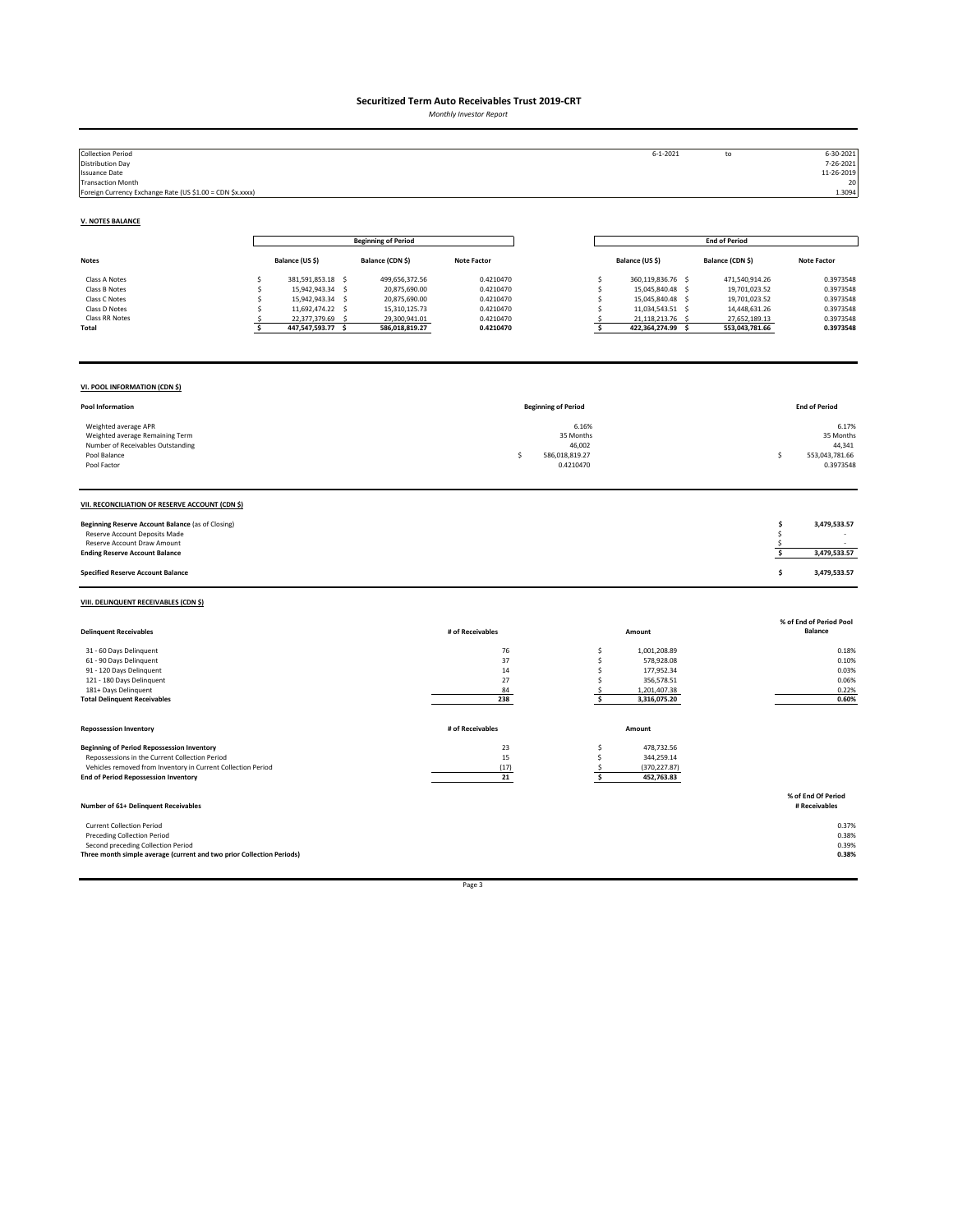# Securitized Term Auto Receivables Trust 2019-CRT

*Monthly Investor Report*

| | | | |
|---|---|---|---|
| Collection Period | 6-1-2021 | to | 6-30-2021 |
| Distribution Day | | | 7-26-2021 |
| Issuance Date | | | 11-26-2019 |
| Transaction Month | | | 20 |
| Foreign Currency Exchange Rate (US $1.00 = CDN $x.xxxx) | | | 1.3094 |

## V. NOTES BALANCE

| | Beginning of Period | | | End of Period | | |
|---|---|---|---|---|---|---|
| **Notes** | **Balance (US $)** | **Balance (CDN $)** | **Note Factor** | **Balance (US $)** | **Balance (CDN $)** | **Note Factor** |
| Class A Notes | $ 381,591,853.18 | $ 499,656,372.56 | 0.4210470 | $ 360,119,836.76 | $ 471,540,914.26 | 0.3973548 |
| Class B Notes | $ 15,942,943.34 | $ 20,875,690.00 | 0.4210470 | $ 15,045,840.48 | $ 19,701,023.52 | 0.3973548 |
| Class C Notes | $ 15,942,943.34 | $ 20,875,690.00 | 0.4210470 | $ 15,045,840.48 | $ 19,701,023.52 | 0.3973548 |
| Class D Notes | $ 11,692,474.22 | $ 15,310,125.73 | 0.4210470 | $ 11,034,543.51 | $ 14,448,631.26 | 0.3973548 |
| Class RR Notes | $ 22,377,379.69 | $ 29,300,941.01 | 0.4210470 | $ 21,118,213.76 | $ 27,652,189.13 | 0.3973548 |
| **Total** | **$ 447,547,593.77** | **$ 586,018,819.27** | **0.4210470** | **$ 422,364,274.99** | **$ 553,043,781.66** | **0.3973548** |

## VI. POOL INFORMATION (CDN $)

| **Pool Information** | **Beginning of Period** | **End of Period** |
|---|---|---|
| Weighted average APR | 6.16% | 6.17% |
| Weighted average Remaining Term | 35 Months | 35 Months |
| Number of Receivables Outstanding | 46,002 | 44,341 |
| Pool Balance | $ 586,018,819.27 | $ 553,043,781.66 |
| Pool Factor | 0.4210470 | 0.3973548 |

## VII. RECONCILIATION OF RESERVE ACCOUNT (CDN $)

| | |
|---|---|
| **Beginning Reserve Account Balance** (as of Closing) | **$ 3,479,533.57** |
| Reserve Account Deposits Made | $ - |
| Reserve Account Draw Amount | $ - |
| **Ending Reserve Account Balance** | **$ 3,479,533.57** |
| **Specified Reserve Account Balance** | **$ 3,479,533.57** |

## VIII. DELINQUENT RECEIVABLES (CDN $)

| **Delinquent Receivables** | **# of Receivables** | **Amount** | **% of End of Period Pool Balance** |
|---|---|---|---|
| 31 - 60 Days Delinquent | 76 | $ 1,001,208.89 | 0.18% |
| 61 - 90 Days Delinquent | 37 | $ 578,928.08 | 0.10% |
| 91 - 120 Days Delinquent | 14 | $ 177,952.34 | 0.03% |
| 121 - 180 Days Delinquent | 27 | $ 356,578.51 | 0.06% |
| 181+ Days Delinquent | 84 | $ 1,201,407.38 | 0.22% |
| **Total Delinquent Receivables** | **238** | **$ 3,316,075.20** | **0.60%** |

| **Repossession Inventory** | **# of Receivables** | **Amount** |
|---|---|---|
| **Beginning of Period Repossession Inventory** | 23 | $ 478,732.56 |
| Repossessions in the Current Collection Period | 15 | $ 344,259.14 |
| Vehicles removed from Inventory in Current Collection Period | (17) | $ (370,227.87) |
| **End of Period Repossession Inventory** | **21** | **$ 452,763.83** |

| **Number of 61+ Delinquent Receivables** | **% of End Of Period # Receivables** |
|---|---|
| Current Collection Period | 0.37% |
| Preceding Collection Period | 0.38% |
| Second preceding Collection Period | 0.39% |
| **Three month simple average (current and two prior Collection Periods)** | **0.38%** |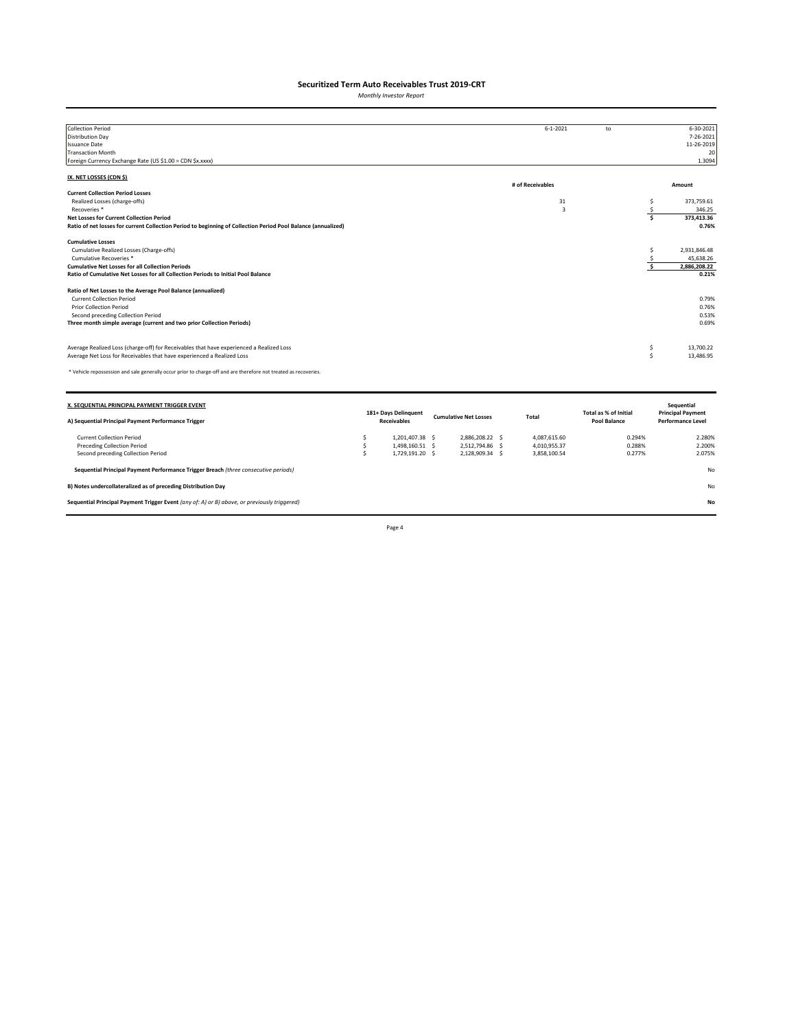# Securitized Term Auto Receivables Trust 2019-CRT

*Monthly Investor Report*

| | | | |
|---|---|---|---|
| Collection Period | 6-1-2021 | to | 6-30-2021 |
| Distribution Day | | | 7-26-2021 |
| Issuance Date | | | 11-26-2019 |
| Transaction Month | | | 20 |
| Foreign Currency Exchange Rate (US $1.00 = CDN $x.xxxx) | | | 1.3094 |

## IX. NET LOSSES (CDN $)

| | # of Receivables | Amount |
|---|---|---|
| **Current Collection Period Losses** | | |
| Realized Losses (charge-offs) | 31 | $ 373,759.61 |
| Recoveries * | 3 | $ 346.25 |
| **Net Losses for Current Collection Period** | | **$ 373,413.36** |
| **Ratio of net losses for current Collection Period to beginning of Collection Period Pool Balance (annualized)** | | **0.76%** |
| | | |
| **Cumulative Losses** | | |
| Cumulative Realized Losses (Charge-offs) | | $ 2,931,846.48 |
| Cumulative Recoveries * | | $ 45,638.26 |
| **Cumulative Net Losses for all Collection Periods** | | **$ 2,886,208.22** |
| **Ratio of Cumulative Net Losses for all Collection Periods to Initial Pool Balance** | | **0.21%** |
| | | |
| **Ratio of Net Losses to the Average Pool Balance (annualized)** | | |
| Current Collection Period | | 0.79% |
| Prior Collection Period | | 0.76% |
| Second preceding Collection Period | | 0.53% |
| **Three month simple average (current and two prior Collection Periods)** | | 0.69% |
| | | |
| Average Realized Loss (charge-off) for Receivables that have experienced a Realized Loss | | $ 13,700.22 |
| Average Net Loss for Receivables that have experienced a Realized Loss | | $ 13,486.95 |

* Vehicle repossession and sale generally occur prior to charge-off and are therefore not treated as recoveries.

## X. SEQUENTIAL PRINCIPAL PAYMENT TRIGGER EVENT

| A) Sequential Principal Payment Performance Trigger | 181+ Days Delinquent Receivables | Cumulative Net Losses | Total | Total as % of Initial Pool Balance | Sequential Principal Payment Performance Level |
|---|---|---|---|---|---|
| Current Collection Period | $ 1,201,407.38 | $ 2,886,208.22 | $ 4,087,615.60 | 0.294% | 2.280% |
| Preceding Collection Period | $ 1,498,160.51 | $ 2,512,794.86 | $ 4,010,955.37 | 0.288% | 2.200% |
| Second preceding Collection Period | $ 1,729,191.20 | $ 2,128,909.34 | $ 3,858,100.54 | 0.277% | 2.075% |

| | |
|---|---|
| **Sequential Principal Payment Performance Trigger Breach** *(three consecutive periods)* | No |
| **B) Notes undercollateralized as of preceding Distribution Day** | No |
| **Sequential Principal Payment Trigger Event** *(any of: A) or B) above, or previously triggered)* | **No** |